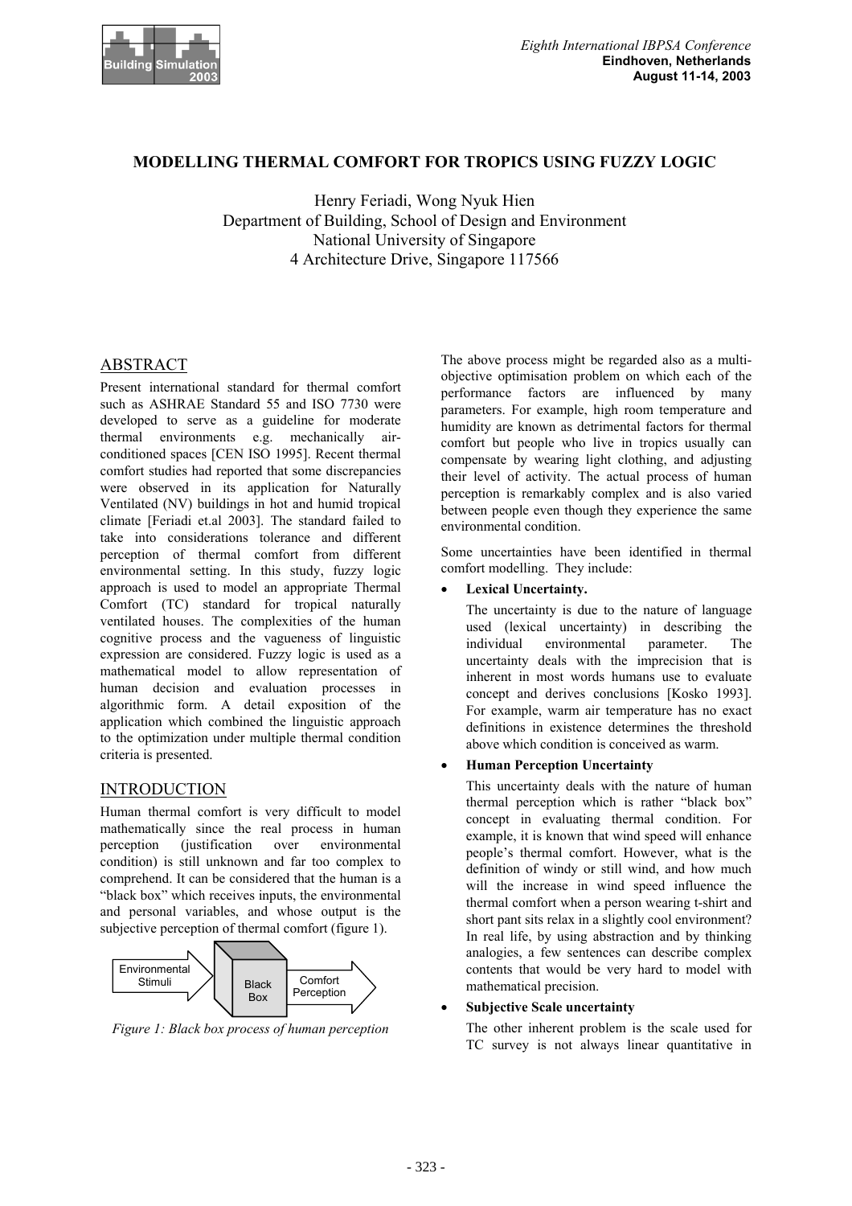# MODELLING THERMAL COMFORT FOR TROPICS USING FUZZY LOGIC

Henry Feriadi, Wong Nyuk Hien
Department of Building, School of Design and Environment
National University of Singapore
4 Architecture Drive, Singapore 117566

## ABSTRACT

Present international standard for thermal comfort such as ASHRAE Standard 55 and ISO 7730 were developed to serve as a guideline for moderate thermal environments e.g. mechanically air-conditioned spaces [CEN ISO 1995]. Recent thermal comfort studies had reported that some discrepancies were observed in its application for Naturally Ventilated (NV) buildings in hot and humid tropical climate [Feriadi et.al 2003]. The standard failed to take into considerations tolerance and different perception of thermal comfort from different environmental setting. In this study, fuzzy logic approach is used to model an appropriate Thermal Comfort (TC) standard for tropical naturally ventilated houses. The complexities of the human cognitive process and the vagueness of linguistic expression are considered. Fuzzy logic is used as a mathematical model to allow representation of human decision and evaluation processes in algorithmic form. A detail exposition of the application which combined the linguistic approach to the optimization under multiple thermal condition criteria is presented.

## INTRODUCTION

Human thermal comfort is very difficult to model mathematically since the real process in human perception (justification over environmental condition) is still unknown and far too complex to comprehend. It can be considered that the human is a "black box" which receives inputs, the environmental and personal variables, and whose output is the subjective perception of thermal comfort (figure 1).

Environmental Stimuli → Black Box → Comfort Perception

*Figure 1: Black box process of human perception*

The above process might be regarded also as a multi-objective optimisation problem on which each of the performance factors are influenced by many parameters. For example, high room temperature and humidity are known as detrimental factors for thermal comfort but people who live in tropics usually can compensate by wearing light clothing, and adjusting their level of activity. The actual process of human perception is remarkably complex and is also varied between people even though they experience the same environmental condition.

Some uncertainties have been identified in thermal comfort modelling. They include:

- **Lexical Uncertainty.**

  The uncertainty is due to the nature of language used (lexical uncertainty) in describing the individual environmental parameter. The uncertainty deals with the imprecision that is inherent in most words humans use to evaluate concept and derives conclusions [Kosko 1993]. For example, warm air temperature has no exact definitions in existence determines the threshold above which condition is conceived as warm.

- **Human Perception Uncertainty**

  This uncertainty deals with the nature of human thermal perception which is rather "black box" concept in evaluating thermal condition. For example, it is known that wind speed will enhance people's thermal comfort. However, what is the definition of windy or still wind, and how much will the increase in wind speed influence the thermal comfort when a person wearing t-shirt and short pant sits relax in a slightly cool environment? In real life, by using abstraction and by thinking analogies, a few sentences can describe complex contents that would be very hard to model with mathematical precision.

- **Subjective Scale uncertainty**

  The other inherent problem is the scale used for TC survey is not always linear quantitative in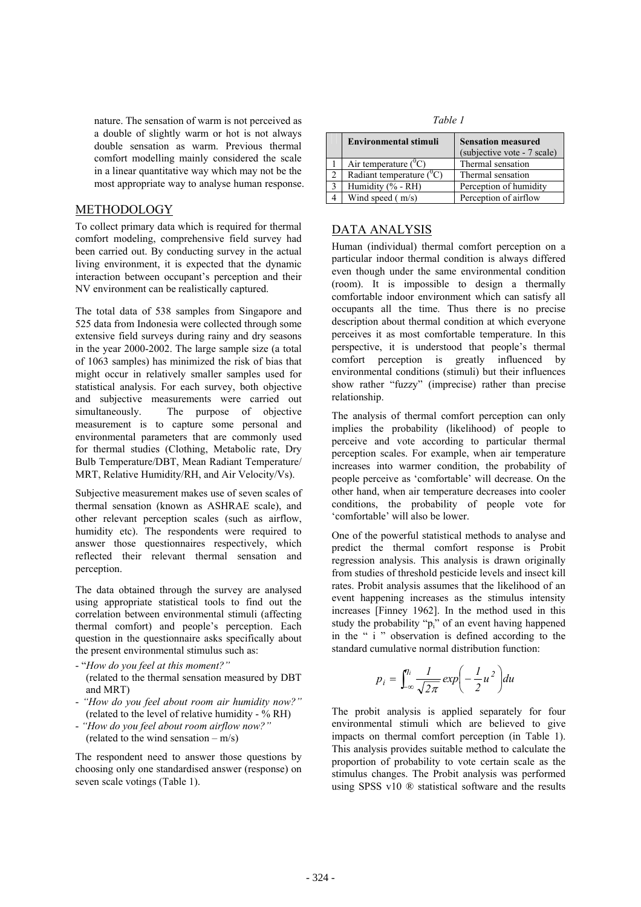nature. The sensation of warm is not perceived as a double of slightly warm or hot is not always double sensation as warm. Previous thermal comfort modelling mainly considered the scale in a linear quantitative way which may not be the most appropriate way to analyse human response.

## METHODOLOGY

To collect primary data which is required for thermal comfort modeling, comprehensive field survey had been carried out. By conducting survey in the actual living environment, it is expected that the dynamic interaction between occupant's perception and their NV environment can be realistically captured.

The total data of 538 samples from Singapore and 525 data from Indonesia were collected through some extensive field surveys during rainy and dry seasons in the year 2000-2002. The large sample size (a total of 1063 samples) has minimized the risk of bias that might occur in relatively smaller samples used for statistical analysis. For each survey, both objective and subjective measurements were carried out simultaneously. The purpose of objective measurement is to capture some personal and environmental parameters that are commonly used for thermal studies (Clothing, Metabolic rate, Dry Bulb Temperature/DBT, Mean Radiant Temperature/MRT, Relative Humidity/RH, and Air Velocity/Vs).

Subjective measurement makes use of seven scales of thermal sensation (known as ASHRAE scale), and other relevant perception scales (such as airflow, humidity etc). The respondents were required to answer those questionnaires respectively, which reflected their relevant thermal sensation and perception.

The data obtained through the survey are analysed using appropriate statistical tools to find out the correlation between environmental stimuli (affecting thermal comfort) and people's perception. Each question in the questionnaire asks specifically about the present environmental stimulus such as:

- "*How do you feel at this moment?"* (related to the thermal sensation measured by DBT and MRT)
- *"How do you feel about room air humidity now?"* (related to the level of relative humidity - % RH)
- *"How do you feel about room airflow now?"* (related to the wind sensation – m/s)

The respondent need to answer those questions by choosing only one standardised answer (response) on seven scale votings (Table 1).

*Table 1*

| | Environmental stimuli | Sensation measured (subjective vote - 7 scale) |
|---|---|---|
| 1 | Air temperature ($^0$C) | Thermal sensation |
| 2 | Radiant temperature ($^0$C) | Thermal sensation |
| 3 | Humidity (% - RH) | Perception of humidity |
| 4 | Wind speed ( m/s) | Perception of airflow |

## DATA ANALYSIS

Human (individual) thermal comfort perception on a particular indoor thermal condition is always differed even though under the same environmental condition (room). It is impossible to design a thermally comfortable indoor environment which can satisfy all occupants all the time. Thus there is no precise description about thermal condition at which everyone perceives it as most comfortable temperature. In this perspective, it is understood that people's thermal comfort perception is greatly influenced by environmental conditions (stimuli) but their influences show rather "fuzzy" (imprecise) rather than precise relationship.

The analysis of thermal comfort perception can only implies the probability (likelihood) of people to perceive and vote according to particular thermal perception scales. For example, when air temperature increases into warmer condition, the probability of people perceive as 'comfortable' will decrease. On the other hand, when air temperature decreases into cooler conditions, the probability of people vote for 'comfortable' will also be lower.

One of the powerful statistical methods to analyse and predict the thermal comfort response is Probit regression analysis. This analysis is drawn originally from studies of threshold pesticide levels and insect kill rates. Probit analysis assumes that the likelihood of an event happening increases as the stimulus intensity increases [Finney 1962]. In the method used in this study the probability "$p_i$" of an event having happened in the " i " observation is defined according to the standard cumulative normal distribution function:

$$p_i = \int_{-\infty}^{\eta_i} \frac{1}{\sqrt{2\pi}} exp\left(-\frac{1}{2}u^2\right)du$$

The probit analysis is applied separately for four environmental stimuli which are believed to give impacts on thermal comfort perception (in Table 1). This analysis provides suitable method to calculate the proportion of probability to vote certain scale as the stimulus changes. The Probit analysis was performed using SPSS v10 ® statistical software and the results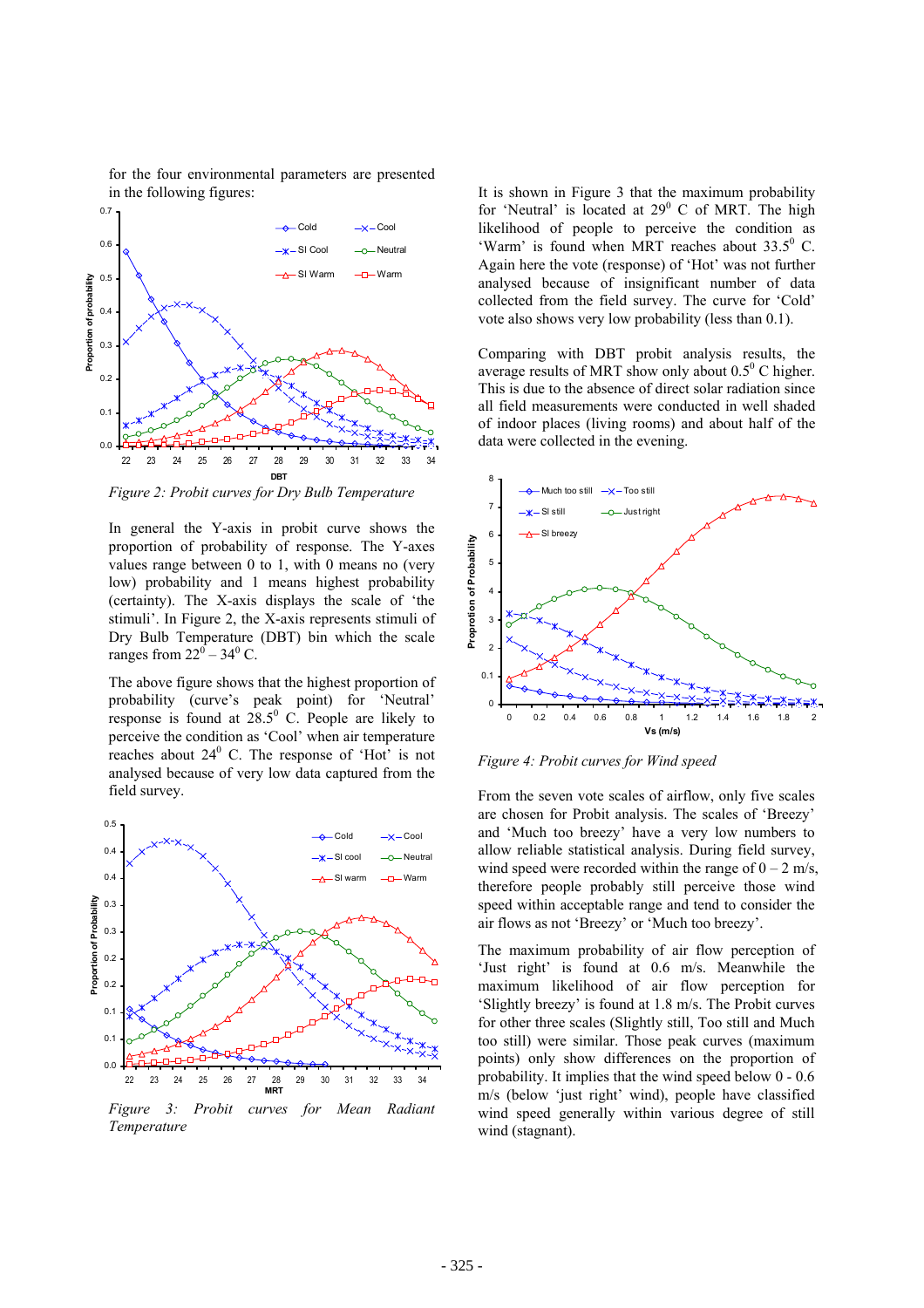for the four environmental parameters are presented in the following figures:

*Figure 2: Probit curves for Dry Bulb Temperature*

In general the Y-axis in probit curve shows the proportion of probability of response. The Y-axes values range between 0 to 1, with 0 means no (very low) probability and 1 means highest probability (certainty). The X-axis displays the scale of 'the stimuli'. In Figure 2, the X-axis represents stimuli of Dry Bulb Temperature (DBT) bin which the scale ranges from $22^0 – 34^0$ C.

The above figure shows that the highest proportion of probability (curve's peak point) for 'Neutral' response is found at $28.5^0$ C. People are likely to perceive the condition as 'Cool' when air temperature reaches about $24^0$ C. The response of 'Hot' is not analysed because of very low data captured from the field survey.

*Figure 3: Probit curves for Mean Radiant Temperature*

It is shown in Figure 3 that the maximum probability for 'Neutral' is located at $29^0$ C of MRT. The high likelihood of people to perceive the condition as 'Warm' is found when MRT reaches about $33.5^0$ C. Again here the vote (response) of 'Hot' was not further analysed because of insignificant number of data collected from the field survey. The curve for 'Cold' vote also shows very low probability (less than 0.1).

Comparing with DBT probit analysis results, the average results of MRT show only about $0.5^0$ C higher. This is due to the absence of direct solar radiation since all field measurements were conducted in well shaded of indoor places (living rooms) and about half of the data were collected in the evening.

*Figure 4: Probit curves for Wind speed*

From the seven vote scales of airflow, only five scales are chosen for Probit analysis. The scales of 'Breezy' and 'Much too breezy' have a very low numbers to allow reliable statistical analysis. During field survey, wind speed were recorded within the range of 0 – 2 m/s, therefore people probably still perceive those wind speed within acceptable range and tend to consider the air flows as not 'Breezy' or 'Much too breezy'.

The maximum probability of air flow perception of 'Just right' is found at 0.6 m/s. Meanwhile the maximum likelihood of air flow perception for 'Slightly breezy' is found at 1.8 m/s. The Probit curves for other three scales (Slightly still, Too still and Much too still) were similar. Those peak curves (maximum points) only show differences on the proportion of probability. It implies that the wind speed below 0 - 0.6 m/s (below 'just right' wind), people have classified wind speed generally within various degree of still wind (stagnant).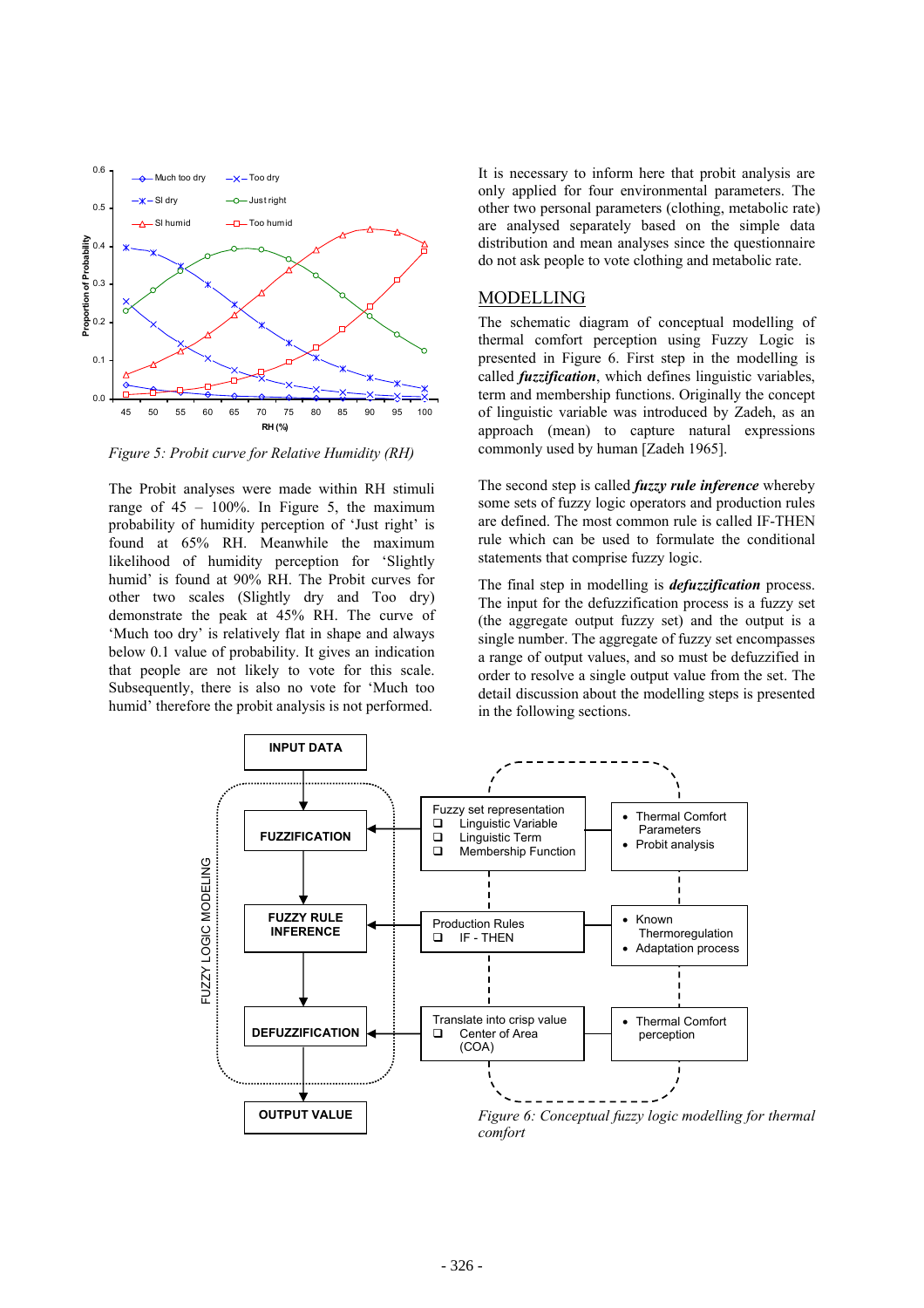*Figure 5: Probit curve for Relative Humidity (RH)*

The Probit analyses were made within RH stimuli range of 45 – 100%. In Figure 5, the maximum probability of humidity perception of 'Just right' is found at 65% RH. Meanwhile the maximum likelihood of humidity perception for 'Slightly humid' is found at 90% RH. The Probit curves for other two scales (Slightly dry and Too dry) demonstrate the peak at 45% RH. The curve of 'Much too dry' is relatively flat in shape and always below 0.1 value of probability. It gives an indication that people are not likely to vote for this scale. Subsequently, there is also no vote for 'Much too humid' therefore the probit analysis is not performed.

It is necessary to inform here that probit analysis are only applied for four environmental parameters. The other two personal parameters (clothing, metabolic rate) are analysed separately based on the simple data distribution and mean analyses since the questionnaire do not ask people to vote clothing and metabolic rate.

## MODELLING

The schematic diagram of conceptual modelling of thermal comfort perception using Fuzzy Logic is presented in Figure 6. First step in the modelling is called ***fuzzification***, which defines linguistic variables, term and membership functions. Originally the concept of linguistic variable was introduced by Zadeh, as an approach (mean) to capture natural expressions commonly used by human [Zadeh 1965].

The second step is called ***fuzzy rule inference*** whereby some sets of fuzzy logic operators and production rules are defined. The most common rule is called IF-THEN rule which can be used to formulate the conditional statements that comprise fuzzy logic.

The final step in modelling is ***defuzzification*** process. The input for the defuzzification process is a fuzzy set (the aggregate output fuzzy set) and the output is a single number. The aggregate of fuzzy set encompasses a range of output values, and so must be defuzzified in order to resolve a single output value from the set. The detail discussion about the modelling steps is presented in the following sections.

*Figure 6: Conceptual fuzzy logic modelling for thermal comfort*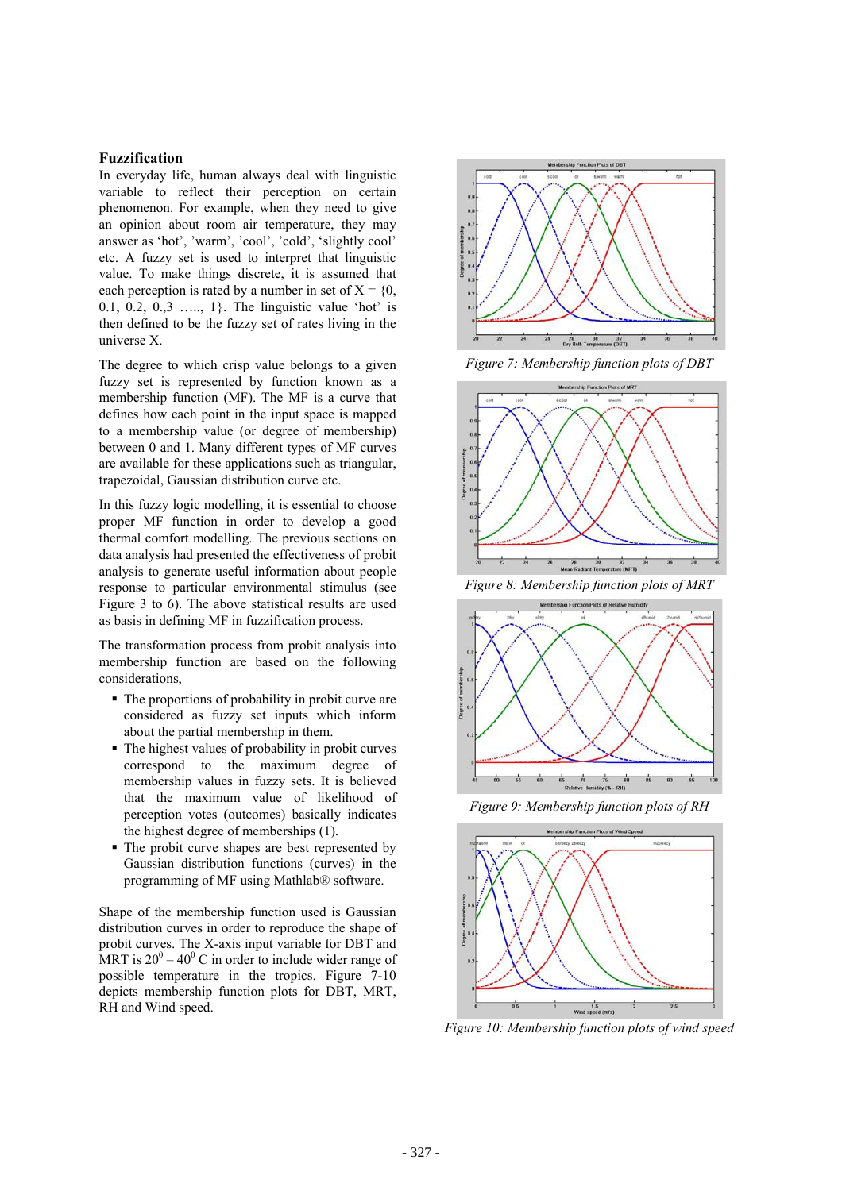**Fuzzification**

In everyday life, human always deal with linguistic variable to reflect their perception on certain phenomenon. For example, when they need to give an opinion about room air temperature, they may answer as 'hot', 'warm', 'cool', 'cold', 'slightly cool' etc. A fuzzy set is used to interpret that linguistic value. To make things discrete, it is assumed that each perception is rated by a number in set of X = {0, 0.1, 0.2, 0.,3 ….., 1}. The linguistic value 'hot' is then defined to be the fuzzy set of rates living in the universe X.

The degree to which crisp value belongs to a given fuzzy set is represented by function known as a membership function (MF). The MF is a curve that defines how each point in the input space is mapped to a membership value (or degree of membership) between 0 and 1. Many different types of MF curves are available for these applications such as triangular, trapezoidal, Gaussian distribution curve etc.

In this fuzzy logic modelling, it is essential to choose proper MF function in order to develop a good thermal comfort modelling. The previous sections on data analysis had presented the effectiveness of probit analysis to generate useful information about people response to particular environmental stimulus (see Figure 3 to 6). The above statistical results are used as basis in defining MF in fuzzification process.

The transformation process from probit analysis into membership function are based on the following considerations,

- The proportions of probability in probit curve are considered as fuzzy set inputs which inform about the partial membership in them.
- The highest values of probability in probit curves correspond to the maximum degree of membership values in fuzzy sets. It is believed that the maximum value of likelihood of perception votes (outcomes) basically indicates the highest degree of memberships (1).
- The probit curve shapes are best represented by Gaussian distribution functions (curves) in the programming of MF using Mathlab® software.

Shape of the membership function used is Gaussian distribution curves in order to reproduce the shape of probit curves. The X-axis input variable for DBT and MRT is $20^0 – 40^0$ C in order to include wider range of possible temperature in the tropics. Figure 7-10 depicts membership function plots for DBT, MRT, RH and Wind speed.

*Figure 7: Membership function plots of DBT*

*Figure 8: Membership function plots of MRT*

*Figure 9: Membership function plots of RH*

*Figure 10: Membership function plots of wind speed*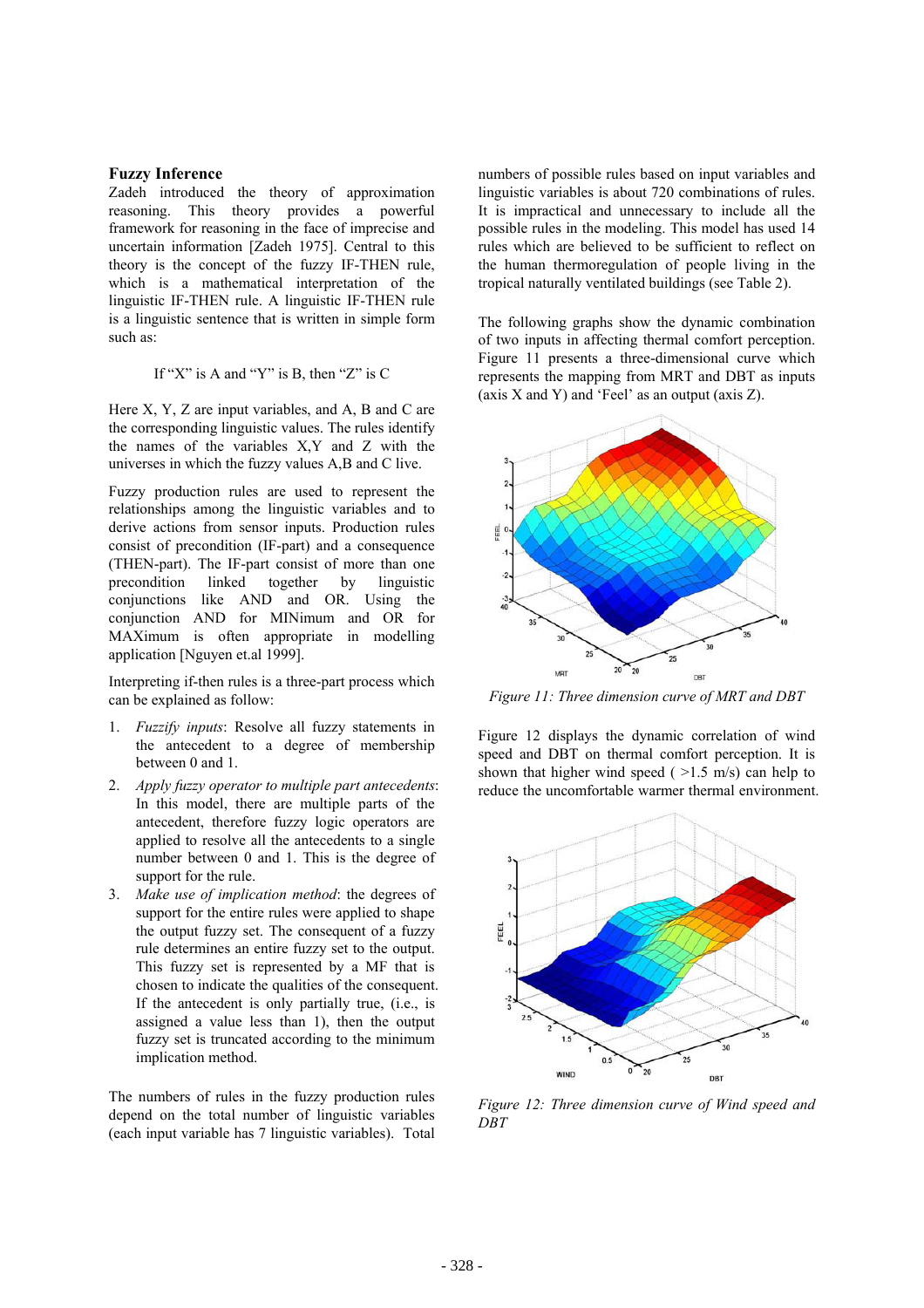### Fuzzy Inference

Zadeh introduced the theory of approximation reasoning. This theory provides a powerful framework for reasoning in the face of imprecise and uncertain information [Zadeh 1975]. Central to this theory is the concept of the fuzzy IF-THEN rule, which is a mathematical interpretation of the linguistic IF-THEN rule. A linguistic IF-THEN rule is a linguistic sentence that is written in simple form such as:

If "X" is A and "Y" is B, then "Z" is C

Here X, Y, Z are input variables, and A, B and C are the corresponding linguistic values. The rules identify the names of the variables X,Y and Z with the universes in which the fuzzy values A,B and C live.

Fuzzy production rules are used to represent the relationships among the linguistic variables and to derive actions from sensor inputs. Production rules consist of precondition (IF-part) and a consequence (THEN-part). The IF-part consist of more than one precondition linked together by linguistic conjunctions like AND and OR. Using the conjunction AND for MINimum and OR for MAXimum is often appropriate in modelling application [Nguyen et.al 1999].

Interpreting if-then rules is a three-part process which can be explained as follow:

1. *Fuzzify inputs*: Resolve all fuzzy statements in the antecedent to a degree of membership between 0 and 1.
2. *Apply fuzzy operator to multiple part antecedents*: In this model, there are multiple parts of the antecedent, therefore fuzzy logic operators are applied to resolve all the antecedents to a single number between 0 and 1. This is the degree of support for the rule.
3. *Make use of implication method*: the degrees of support for the entire rules were applied to shape the output fuzzy set. The consequent of a fuzzy rule determines an entire fuzzy set to the output. This fuzzy set is represented by a MF that is chosen to indicate the qualities of the consequent. If the antecedent is only partially true, (i.e., is assigned a value less than 1), then the output fuzzy set is truncated according to the minimum implication method.

The numbers of rules in the fuzzy production rules depend on the total number of linguistic variables (each input variable has 7 linguistic variables). Total numbers of possible rules based on input variables and linguistic variables is about 720 combinations of rules. It is impractical and unnecessary to include all the possible rules in the modeling. This model has used 14 rules which are believed to be sufficient to reflect on the human thermoregulation of people living in the tropical naturally ventilated buildings (see Table 2).

The following graphs show the dynamic combination of two inputs in affecting thermal comfort perception. Figure 11 presents a three-dimensional curve which represents the mapping from MRT and DBT as inputs (axis X and Y) and 'Feel' as an output (axis Z).

*Figure 11: Three dimension curve of MRT and DBT*

Figure 12 displays the dynamic correlation of wind speed and DBT on thermal comfort perception. It is shown that higher wind speed ( >1.5 m/s) can help to reduce the uncomfortable warmer thermal environment.

*Figure 12: Three dimension curve of Wind speed and DBT*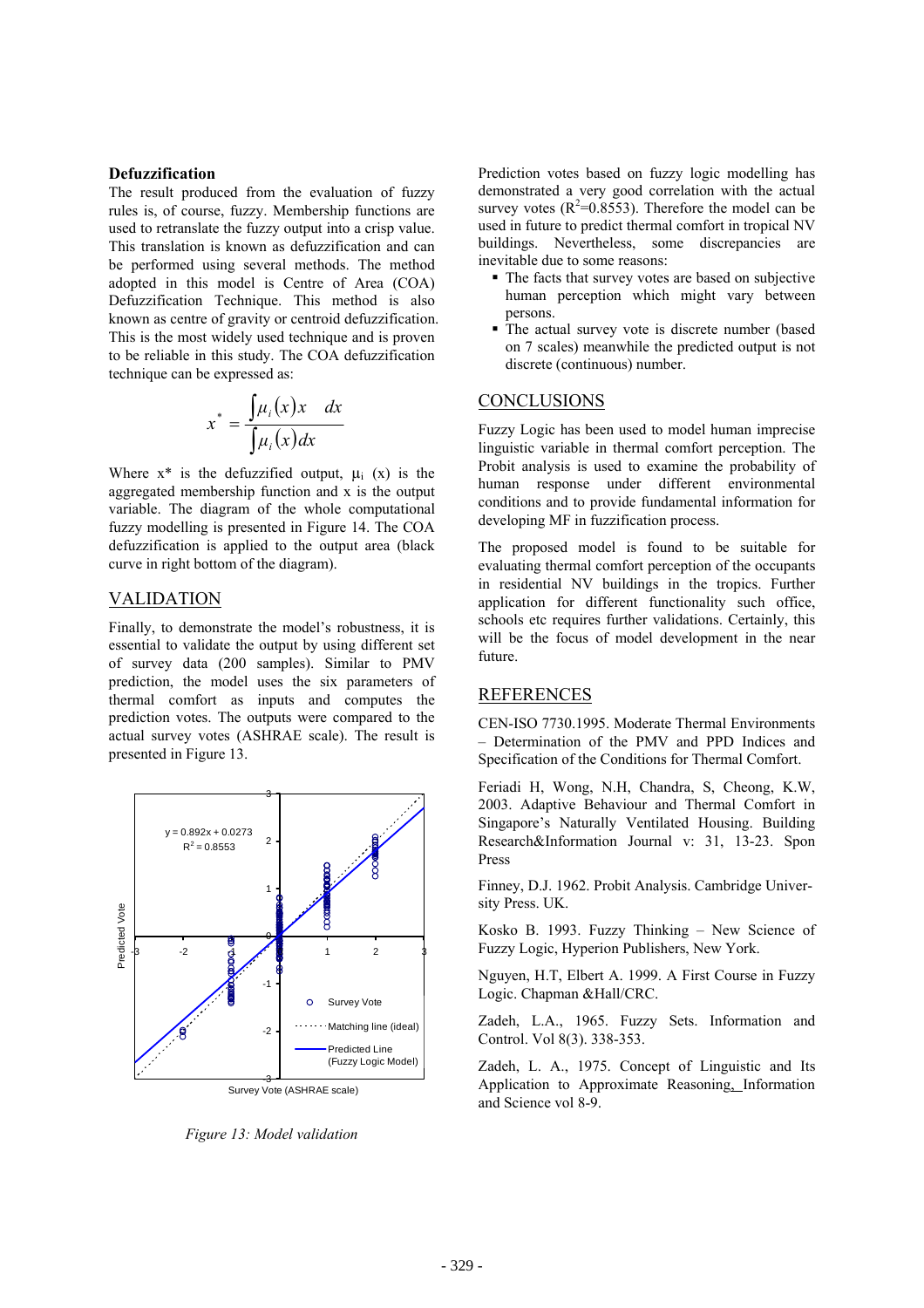**Defuzzification**

The result produced from the evaluation of fuzzy rules is, of course, fuzzy. Membership functions are used to retranslate the fuzzy output into a crisp value. This translation is known as defuzzification and can be performed using several methods. The method adopted in this model is Centre of Area (COA) Defuzzification Technique. This method is also known as centre of gravity or centroid defuzzification. This is the most widely used technique and is proven to be reliable in this study. The COA defuzzification technique can be expressed as:

$$x^* = \frac{\int \mu_i(x)x \quad dx}{\int \mu_i(x)dx}$$

Where x* is the defuzzified output, $\mu_i$ (x) is the aggregated membership function and x is the output variable. The diagram of the whole computational fuzzy modelling is presented in Figure 14. The COA defuzzification is applied to the output area (black curve in right bottom of the diagram).

## VALIDATION

Finally, to demonstrate the model's robustness, it is essential to validate the output by using different set of survey data (200 samples). Similar to PMV prediction, the model uses the six parameters of thermal comfort as inputs and computes the prediction votes. The outputs were compared to the actual survey votes (ASHRAE scale). The result is presented in Figure 13.

*Figure 13: Model validation*

Prediction votes based on fuzzy logic modelling has demonstrated a very good correlation with the actual survey votes ($R^2$=0.8553). Therefore the model can be used in future to predict thermal comfort in tropical NV buildings. Nevertheless, some discrepancies are inevitable due to some reasons:

- The facts that survey votes are based on subjective human perception which might vary between persons.
- The actual survey vote is discrete number (based on 7 scales) meanwhile the predicted output is not discrete (continuous) number.

## CONCLUSIONS

Fuzzy Logic has been used to model human imprecise linguistic variable in thermal comfort perception. The Probit analysis is used to examine the probability of human response under different environmental conditions and to provide fundamental information for developing MF in fuzzification process.

The proposed model is found to be suitable for evaluating thermal comfort perception of the occupants in residential NV buildings in the tropics. Further application for different functionality such office, schools etc requires further validations. Certainly, this will be the focus of model development in the near future.

## REFERENCES

CEN-ISO 7730.1995. Moderate Thermal Environments – Determination of the PMV and PPD Indices and Specification of the Conditions for Thermal Comfort.

Feriadi H, Wong, N.H, Chandra, S, Cheong, K.W, 2003. Adaptive Behaviour and Thermal Comfort in Singapore's Naturally Ventilated Housing. Building Research&Information Journal v: 31, 13-23. Spon Press

Finney, D.J. 1962. Probit Analysis. Cambridge University Press. UK.

Kosko B. 1993. Fuzzy Thinking – New Science of Fuzzy Logic, Hyperion Publishers, New York.

Nguyen, H.T, Elbert A. 1999. A First Course in Fuzzy Logic. Chapman &Hall/CRC.

Zadeh, L.A., 1965. Fuzzy Sets. Information and Control. Vol 8(3). 338-353.

Zadeh, L. A., 1975. Concept of Linguistic and Its Application to Approximate Reasoning, Information and Science vol 8-9.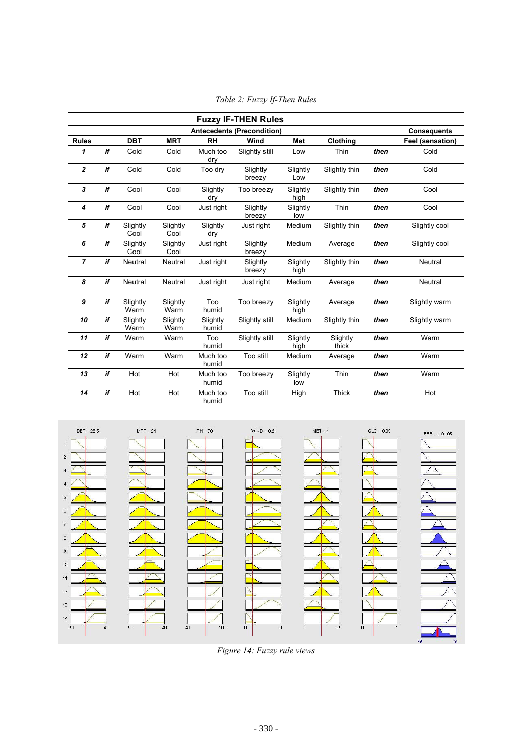*Table 2: Fuzzy If-Then Rules*

| Fuzzy IF-THEN Rules | | | | | | | | | | |
|---|---|---|---|---|---|---|---|---|---|---|
| | | Antecedents (Precondition) | | | | | | | | Consequents |
| Rules | | DBT | MRT | RH | Wind | Met | Clothing | | | Feel (sensation) |
| *1* | *if* | Cold | Cold | Much too dry | Slightly still | Low | Thin | | *then* | Cold |
| *2* | *if* | Cold | Cold | Too dry | Slightly breezy | Slightly Low | Slightly thin | | *then* | Cold |
| *3* | *if* | Cool | Cool | Slightly dry | Too breezy | Slightly high | Slightly thin | | *then* | Cool |
| *4* | *if* | Cool | Cool | Just right | Slightly breezy | Slightly low | Thin | | *then* | Cool |
| *5* | *if* | Slightly Cool | Slightly Cool | Slightly dry | Just right | Medium | Slightly thin | | *then* | Slightly cool |
| *6* | *if* | Slightly Cool | Slightly Cool | Just right | Slightly breezy | Medium | Average | | *then* | Slightly cool |
| *7* | *if* | Neutral | Neutral | Just right | Slightly breezy | Slightly high | Slightly thin | | *then* | Neutral |
| *8* | *if* | Neutral | Neutral | Just right | Just right | Medium | Average | | *then* | Neutral |
| *9* | *if* | Slightly Warm | Slightly Warm | Too humid | Too breezy | Slightly high | Average | | *then* | Slightly warm |
| *10* | *if* | Slightly Warm | Slightly Warm | Slightly humid | Slightly still | Medium | Slightly thin | | *then* | Slightly warm |
| *11* | *if* | Warm | Warm | Too humid | Slightly still | Slightly high | Slightly thick | | *then* | Warm |
| *12* | *if* | Warm | Warm | Much too humid | Too still | Medium | Average | | *then* | Warm |
| *13* | *if* | Hot | Hot | Much too humid | Too breezy | Slightly low | Thin | | *then* | Warm |
| *14* | *if* | Hot | Hot | Much too humid | Too still | High | Thick | | *then* | Hot |

DBT = 26.5
MRT = 29
RH = 70
WIND = 0.6
MET = 1
CLO = 0.33
FEEL = -0.106

1 2 3 4 5 6 7 8 9 10 11 12 13 14

20 40
20 40
40 100
0 3
0 2
0 1
-3 3

*Figure 14: Fuzzy rule views*